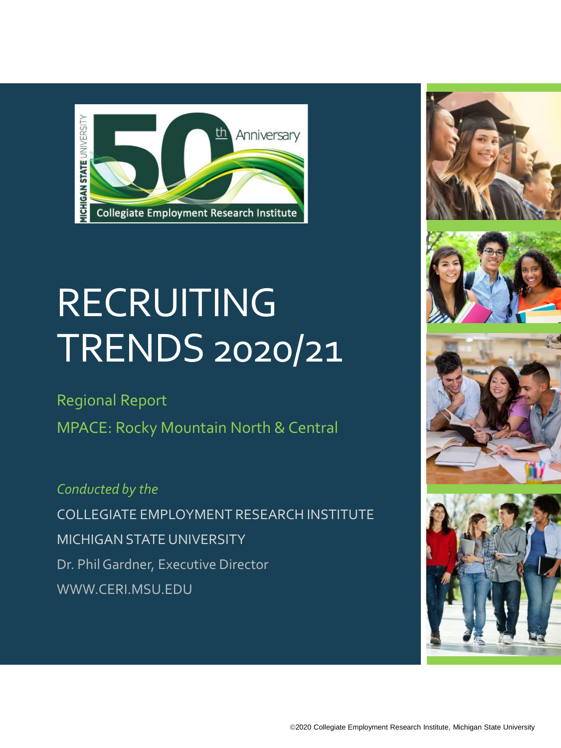# RECRUITING TRENDS 2020/21

## Regional Report

## MPACE: Rocky Mountain North & Central

*Conducted by the*

COLLEGIATE EMPLOYMENT RESEARCH INSTITUTE

MICHIGAN STATE UNIVERSITY

Dr. Phil Gardner, Executive Director

WWW.CERI.MSU.EDU

©2020 Collegiate Employment Research Institute, Michigan State University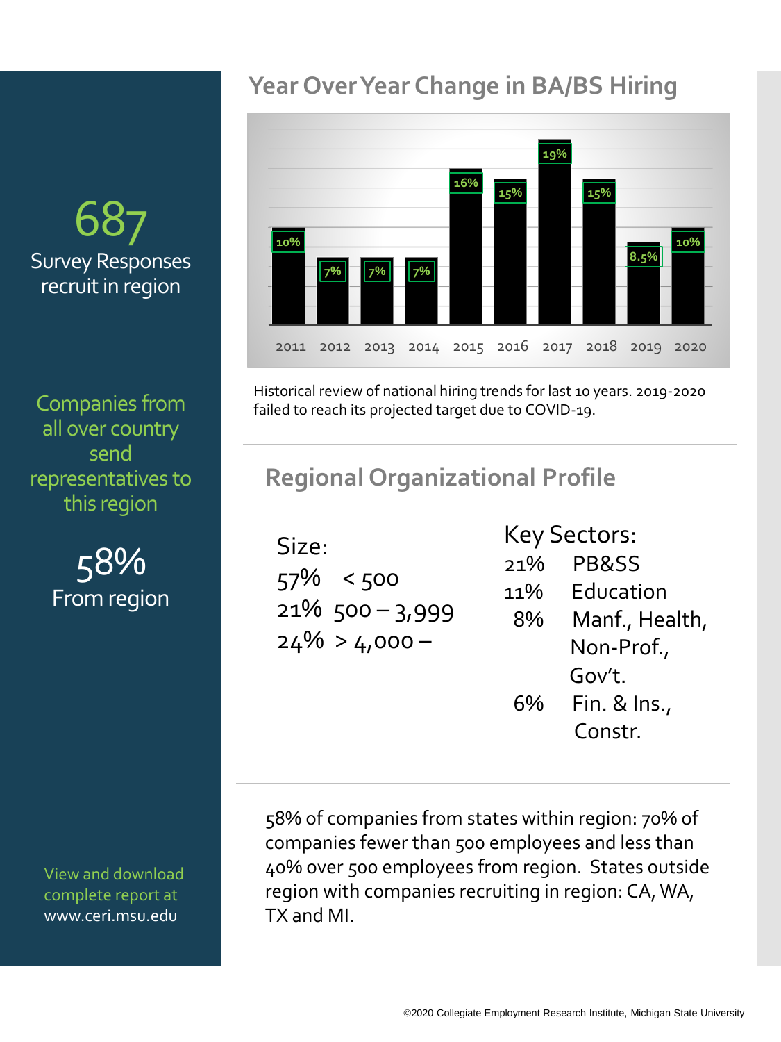687

Survey Responses recruit in region

Companies from all over country send representatives to this region

58%

From region

View and download complete report at www.ceri.msu.edu

## Year Over Year Change in BA/BS Hiring

| Year | Change |
|---|---|
| 2011 | 10% |
| 2012 | 7% |
| 2013 | 7% |
| 2014 | 7% |
| 2015 | 16% |
| 2016 | 15% |
| 2017 | 19% |
| 2018 | 15% |
| 2019 | 8.5% |
| 2020 | 10% |

Historical review of national hiring trends for last 10 years. 2019-2020 failed to reach its projected target due to COVID-19.

## Regional Organizational Profile

**Size:**

- 57% < 500
- 21% 500 – 3,999
- 24% > 4,000 –

**Key Sectors:**

- 21% PB&SS
- 11% Education
- 8% Manf., Health, Non-Prof., Gov't.
- 6% Fin. & Ins., Constr.

58% of companies from states within region: 70% of companies fewer than 500 employees and less than 40% over 500 employees from region. States outside region with companies recruiting in region: CA, WA, TX and MI.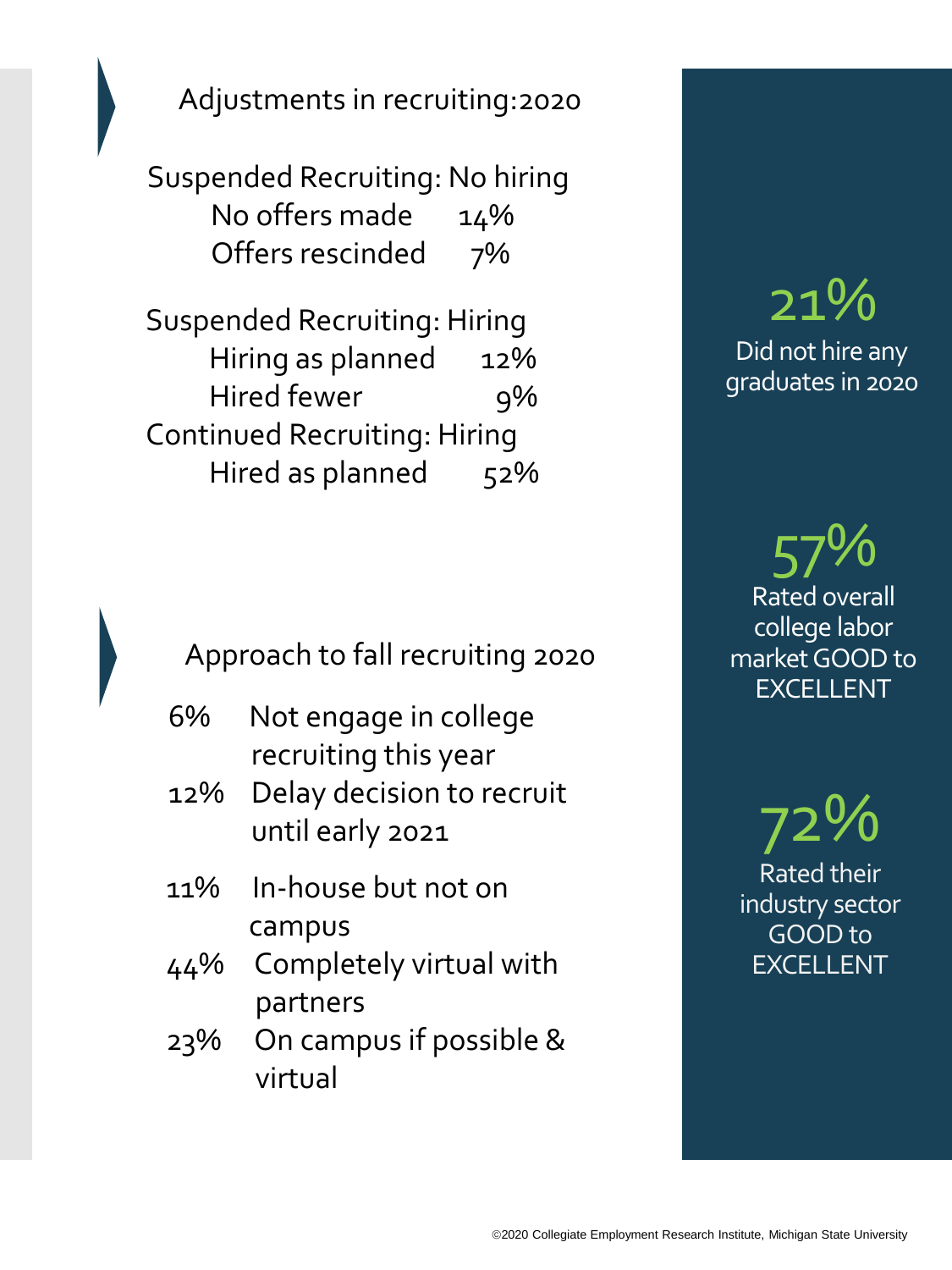## Adjustments in recruiting:2020

Suspended Recruiting: No hiring

| | |
|---|---|
| No offers made | 14% |
| Offers rescinded | 7% |

Suspended Recruiting: Hiring

| | |
|---|---|
| Hiring as planned | 12% |
| Hired fewer | 9% |

Continued Recruiting: Hiring

| | |
|---|---|
| Hired as planned | 52% |

## Approach to fall recruiting 2020

- 6% Not engage in college recruiting this year
- 12% Delay decision to recruit until early 2021
- 11% In-house but not on campus
- 44% Completely virtual with partners
- 23% On campus if possible & virtual

**21%** Did not hire any graduates in 2020

**57%** Rated overall college labor market GOOD to EXCELLENT

**72%** Rated their industry sector GOOD to EXCELLENT

©2020 Collegiate Employment Research Institute, Michigan State University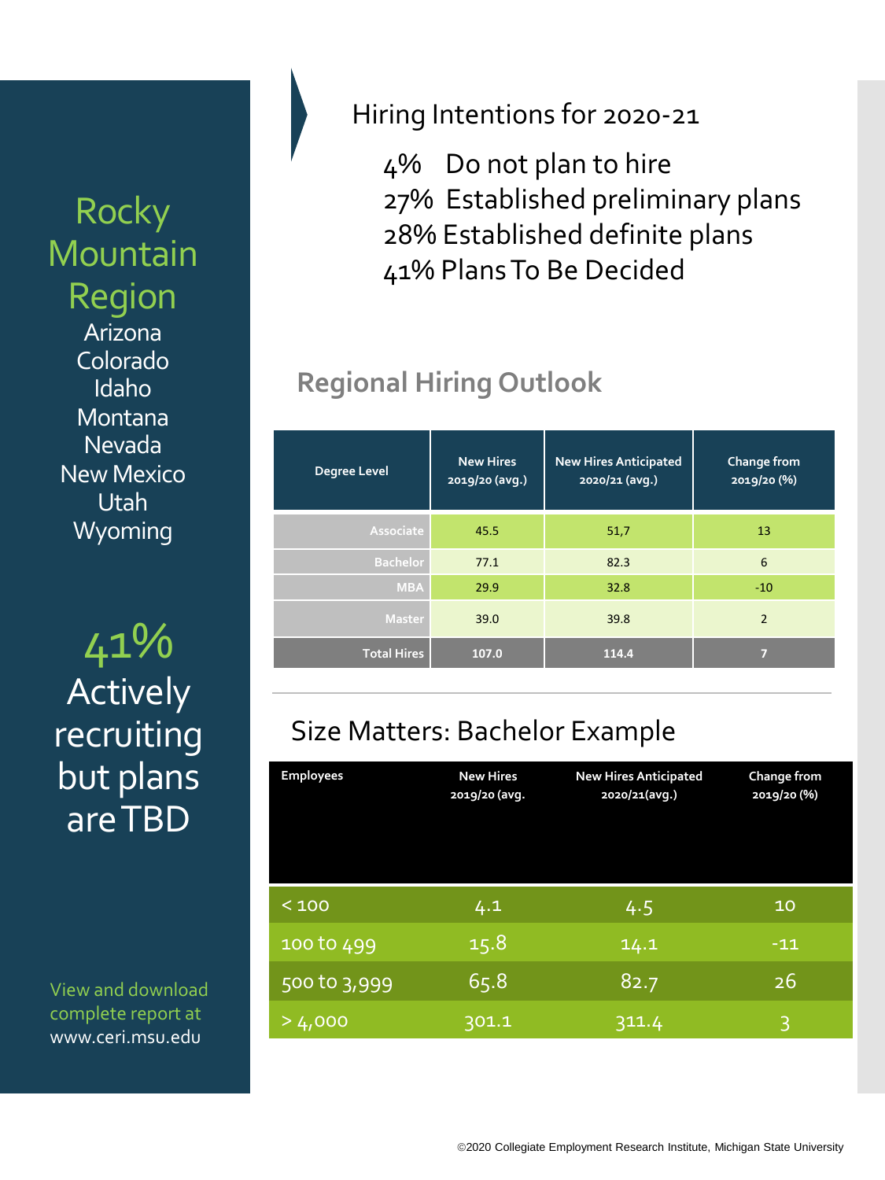## Rocky Mountain Region

Arizona
Colorado
Idaho
Montana
Nevada
New Mexico
Utah
Wyoming

**41%** Actively recruiting but plans are TBD

View and download complete report at www.ceri.msu.edu

## Hiring Intentions for 2020-21

- 4% Do not plan to hire
- 27% Established preliminary plans
- 28% Established definite plans
- 41% Plans To Be Decided

## Regional Hiring Outlook

| Degree Level | New Hires 2019/20 (avg.) | New Hires Anticipated 2020/21 (avg.) | Change from 2019/20 (%) |
|---|---|---|---|
| Associate | 45.5 | 51,7 | 13 |
| Bachelor | 77.1 | 82.3 | 6 |
| MBA | 29.9 | 32.8 | -10 |
| Master | 39.0 | 39.8 | 2 |
| **Total Hires** | **107.0** | **114.4** | **7** |

## Size Matters: Bachelor Example

| Employees | New Hires 2019/20 (avg. | New Hires Anticipated 2020/21(avg.) | Change from 2019/20 (%) |
|---|---|---|---|
| < 100 | 4.1 | 4.5 | 10 |
| 100 to 499 | 15.8 | 14.1 | -11 |
| 500 to 3,999 | 65.8 | 82.7 | 26 |
| > 4,000 | 301.1 | 311.4 | 3 |

©2020 Collegiate Employment Research Institute, Michigan State University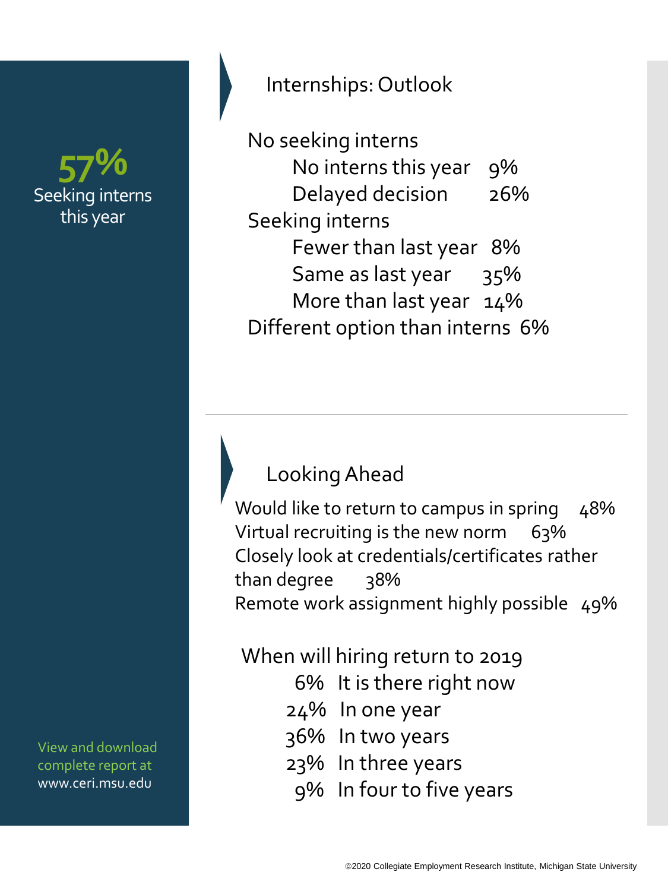**57%**
Seeking interns this year

View and download complete report at www.ceri.msu.edu

## Internships: Outlook

No seeking interns

- No interns this year 9%
- Delayed decision 26%

Seeking interns

- Fewer than last year 8%
- Same as last year 35%
- More than last year 14%

Different option than interns 6%

---

## Looking Ahead

Would like to return to campus in spring 48%
Virtual recruiting is the new norm 63%
Closely look at credentials/certificates rather than degree 38%
Remote work assignment highly possible 49%

When will hiring return to 2019

- 6% It is there right now
- 24% In one year
- 36% In two years
- 23% In three years
- 9% In four to five years

©2020 Collegiate Employment Research Institute, Michigan State University